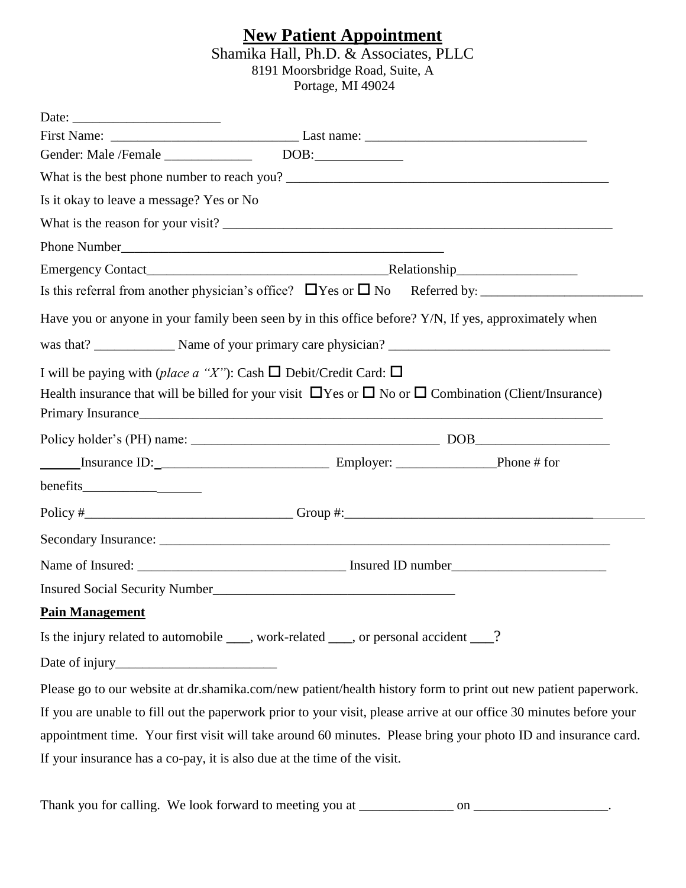# New Patient Appointment

Shamika Hall, Ph.D. & Associates, PLLC
8191 Moorsbridge Road, Suite, A
Portage, MI 49024

Date: ______________________

First Name: ____________________________ Last name: _________________________________

Gender: Male /Female _____________ DOB:_____________

What is the best phone number to reach you? _________________________________________________

Is it okay to leave a message? Yes or No

What is the reason for your visit? ____________________________________________________________

Phone Number_________________________________________________

Emergency Contact____________________________________Relationship__________________

Is this referral from another physician's office? ☐Yes or ☐ No Referred by: ________________________

Have you or anyone in your family been seen by in this office before? Y/N, If yes, approximately when was that? ____________ Name of your primary care physician? _________________________________

I will be paying with (*place a "X"*): Cash ☐ Debit/Credit Card: ☐

Health insurance that will be billed for your visit ☐Yes or ☐ No or ☐ Combination (Client/Insurance)

Primary Insurance_________________________________________________________________________

Policy holder's (PH) name: _____________________________________ DOB____________________

______Insurance ID: _________________________ Employer: _______________Phone # for benefits__________________

Policy #_______________________________ Group #:_______________________________________

Secondary Insurance: ______________________________________________________________________

Name of Insured: _______________________________ Insured ID number______________________

Insured Social Security Number____________________________________

**Pain Management**

Is the injury related to automobile ____, work-related ____, or personal accident ___?

Date of injury________________________

Please go to our website at dr.shamika.com/new patient/health history form to print out new patient paperwork. If you are unable to fill out the paperwork prior to your visit, please arrive at our office 30 minutes before your appointment time. Your first visit will take around 60 minutes. Please bring your photo ID and insurance card. If your insurance has a co-pay, it is also due at the time of the visit.

Thank you for calling. We look forward to meeting you at ______________ on ___________________.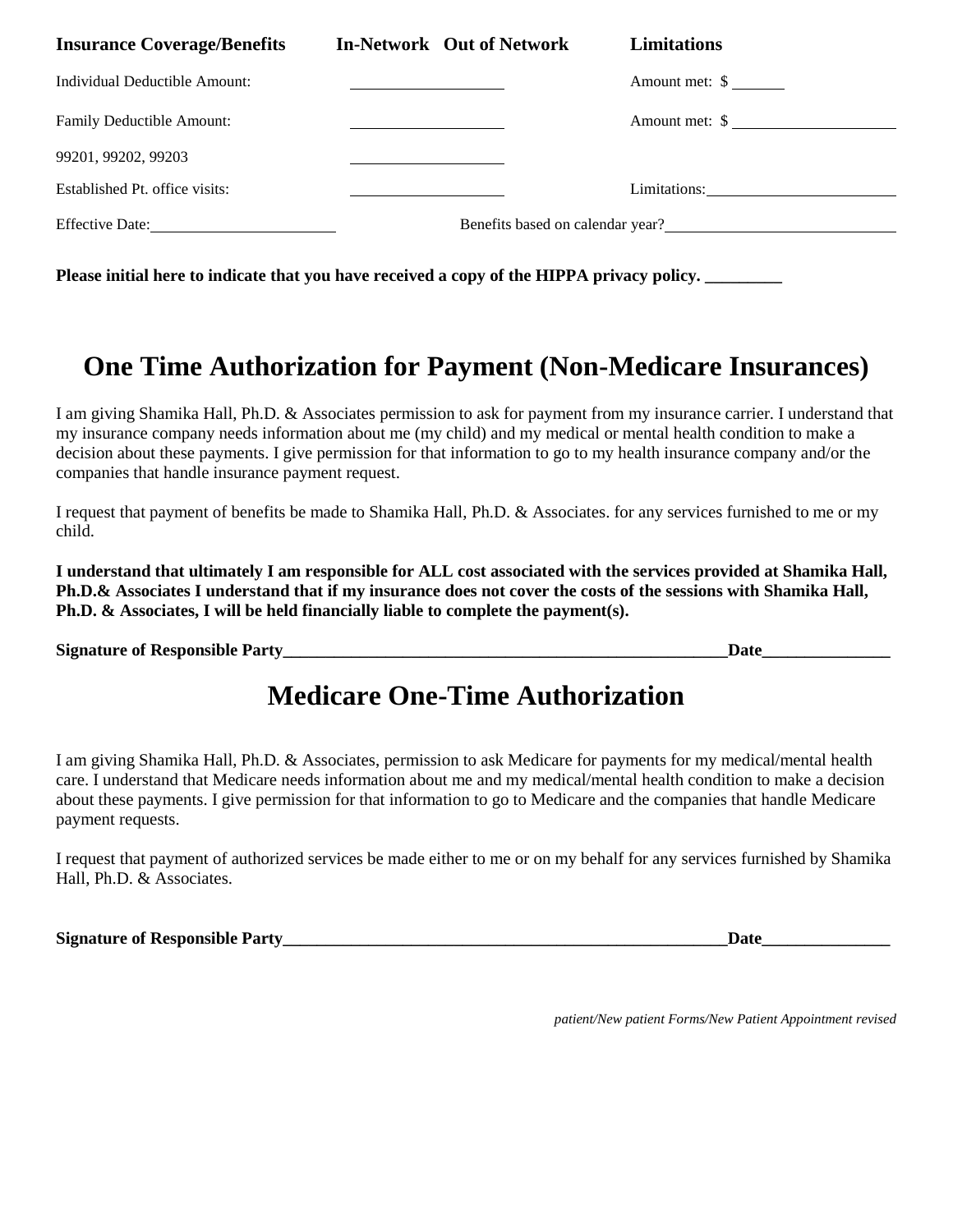| Insurance Coverage/Benefits | In-Network | Out of Network | Limitations |
|---|---|---|---|
| Individual Deductible Amount: | ___________ | | Amount met: $ ______ |
| Family Deductible Amount: | ___________ | | Amount met: $ ___________ |
| 99201, 99202, 99203 | ___________ | | |
| Established Pt. office visits: | ___________ | | Limitations: ___________ |

Effective Date: ______________ Benefits based on calendar year? ______________

**Please initial here to indicate that you have received a copy of the HIPPA privacy policy. _________**

# One Time Authorization for Payment (Non-Medicare Insurances)

I am giving Shamika Hall, Ph.D. & Associates permission to ask for payment from my insurance carrier. I understand that my insurance company needs information about me (my child) and my medical or mental health condition to make a decision about these payments. I give permission for that information to go to my health insurance company and/or the companies that handle insurance payment request.

I request that payment of benefits be made to Shamika Hall, Ph.D. & Associates. for any services furnished to me or my child.

**I understand that ultimately I am responsible for ALL cost associated with the services provided at Shamika Hall, Ph.D.& Associates I understand that if my insurance does not cover the costs of the sessions with Shamika Hall, Ph.D. & Associates, I will be held financially liable to complete the payment(s).**

**Signature of Responsible Party_______________________________________________________Date_______________**

# Medicare One-Time Authorization

I am giving Shamika Hall, Ph.D. & Associates, permission to ask Medicare for payments for my medical/mental health care. I understand that Medicare needs information about me and my medical/mental health condition to make a decision about these payments. I give permission for that information to go to Medicare and the companies that handle Medicare payment requests.

I request that payment of authorized services be made either to me or on my behalf for any services furnished by Shamika Hall, Ph.D. & Associates.

**Signature of Responsible Party_______________________________________________________Date_______________**

*patient/New patient Forms/New Patient Appointment revised*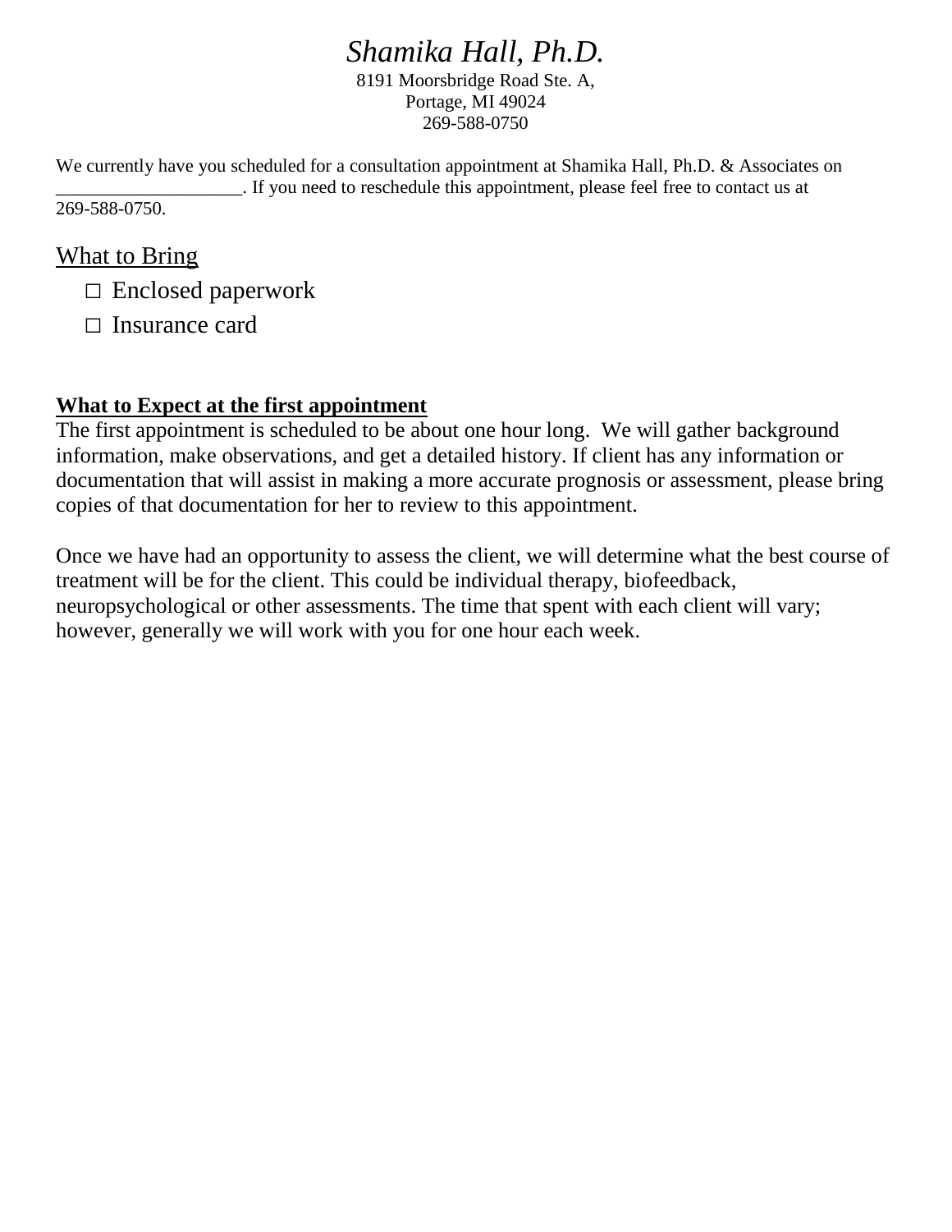# *Shamika Hall, Ph.D.*

8191 Moorsbridge Road Ste. A,
Portage, MI 49024
269-588-0750

We currently have you scheduled for a consultation appointment at Shamika Hall, Ph.D. & Associates on ____________________. If you need to reschedule this appointment, please feel free to contact us at 269-588-0750.

## What to Bring

- □ Enclosed paperwork
- □ Insurance card

**What to Expect at the first appointment**

The first appointment is scheduled to be about one hour long. We will gather background information, make observations, and get a detailed history. If client has any information or documentation that will assist in making a more accurate prognosis or assessment, please bring copies of that documentation for her to review to this appointment.

Once we have had an opportunity to assess the client, we will determine what the best course of treatment will be for the client. This could be individual therapy, biofeedback, neuropsychological or other assessments. The time that spent with each client will vary; however, generally we will work with you for one hour each week.